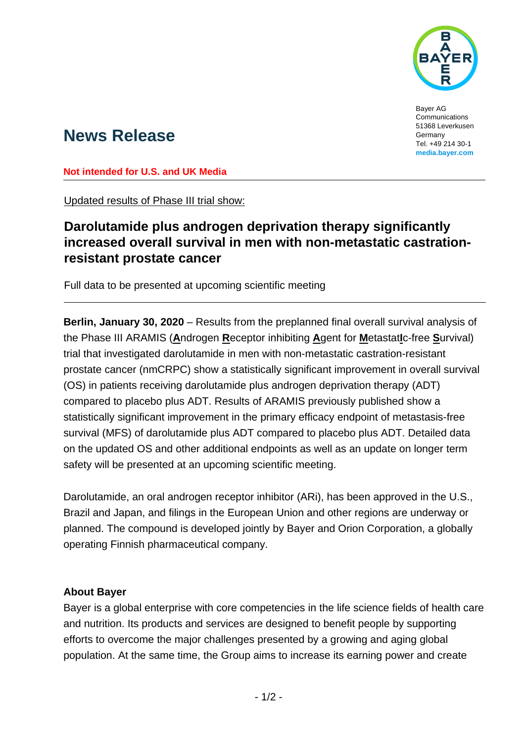Bayer AG
Communications
51368 Leverkusen
Germany
Tel. +49 214 30-1
**media.bayer.com**

# News Release

**Not intended for U.S. and UK Media**

Updated results of Phase III trial show:

## Darolutamide plus androgen deprivation therapy significantly increased overall survival in men with non-metastatic castration-resistant prostate cancer

Full data to be presented at upcoming scientific meeting

**Berlin, January 30, 2020** – Results from the preplanned final overall survival analysis of the Phase III ARAMIS (**A**ndrogen **R**eceptor inhibiting **A**gent for **M**etastat**I**c-free **S**urvival) trial that investigated darolutamide in men with non-metastatic castration-resistant prostate cancer (nmCRPC) show a statistically significant improvement in overall survival (OS) in patients receiving darolutamide plus androgen deprivation therapy (ADT) compared to placebo plus ADT. Results of ARAMIS previously published show a statistically significant improvement in the primary efficacy endpoint of metastasis-free survival (MFS) of darolutamide plus ADT compared to placebo plus ADT. Detailed data on the updated OS and other additional endpoints as well as an update on longer term safety will be presented at an upcoming scientific meeting.

Darolutamide, an oral androgen receptor inhibitor (ARi), has been approved in the U.S., Brazil and Japan, and filings in the European Union and other regions are underway or planned. The compound is developed jointly by Bayer and Orion Corporation, a globally operating Finnish pharmaceutical company.

**About Bayer**

Bayer is a global enterprise with core competencies in the life science fields of health care and nutrition. Its products and services are designed to benefit people by supporting efforts to overcome the major challenges presented by a growing and aging global population. At the same time, the Group aims to increase its earning power and create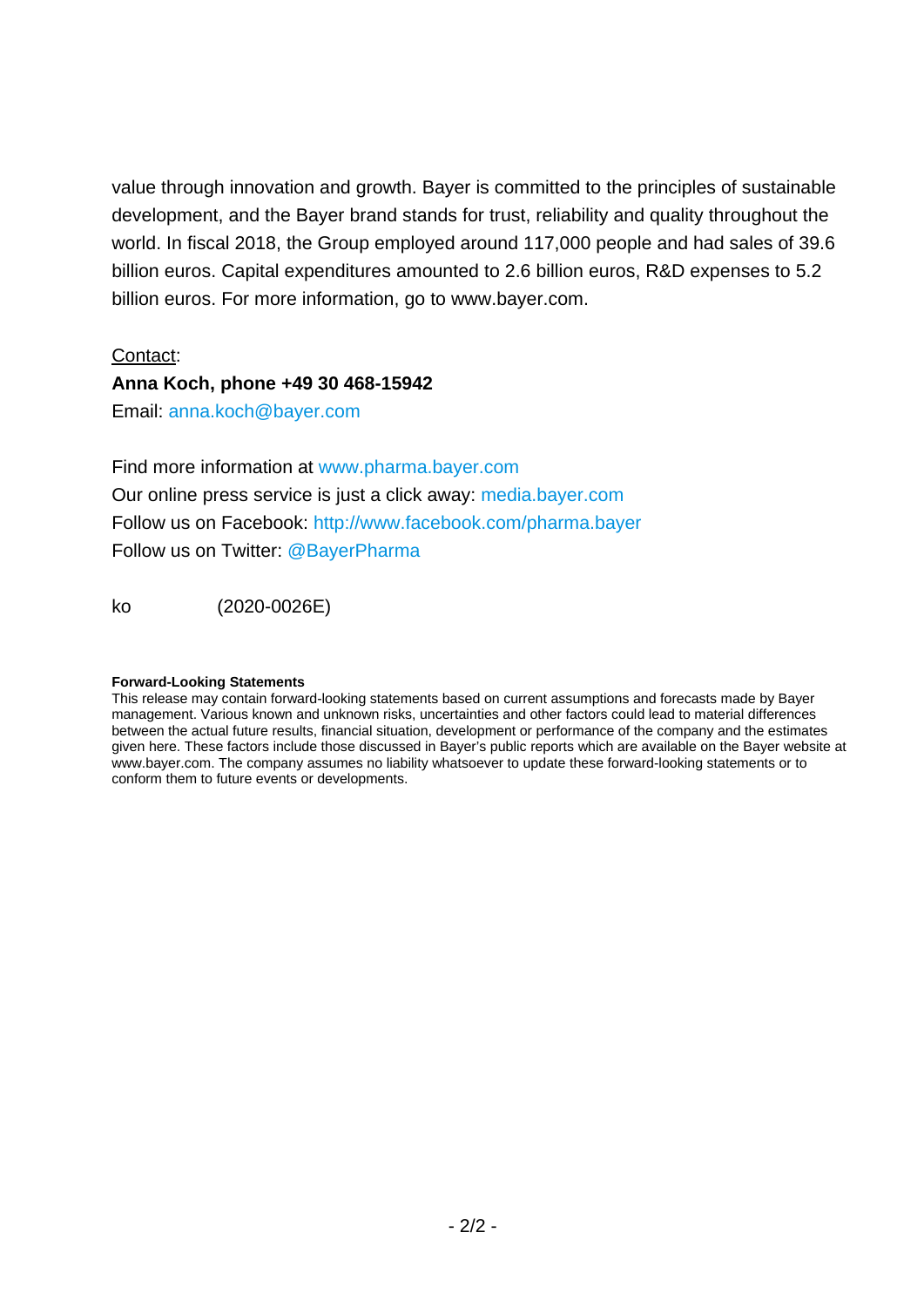value through innovation and growth. Bayer is committed to the principles of sustainable development, and the Bayer brand stands for trust, reliability and quality throughout the world. In fiscal 2018, the Group employed around 117,000 people and had sales of 39.6 billion euros. Capital expenditures amounted to 2.6 billion euros, R&D expenses to 5.2 billion euros. For more information, go to www.bayer.com.

Contact:
**Anna Koch, phone +49 30 468-15942**
Email: anna.koch@bayer.com

Find more information at www.pharma.bayer.com
Our online press service is just a click away: media.bayer.com
Follow us on Facebook: http://www.facebook.com/pharma.bayer
Follow us on Twitter: @BayerPharma

ko (2020-0026E)

**Forward-Looking Statements**
This release may contain forward-looking statements based on current assumptions and forecasts made by Bayer management. Various known and unknown risks, uncertainties and other factors could lead to material differences between the actual future results, financial situation, development or performance of the company and the estimates given here. These factors include those discussed in Bayer's public reports which are available on the Bayer website at www.bayer.com. The company assumes no liability whatsoever to update these forward-looking statements or to conform them to future events or developments.